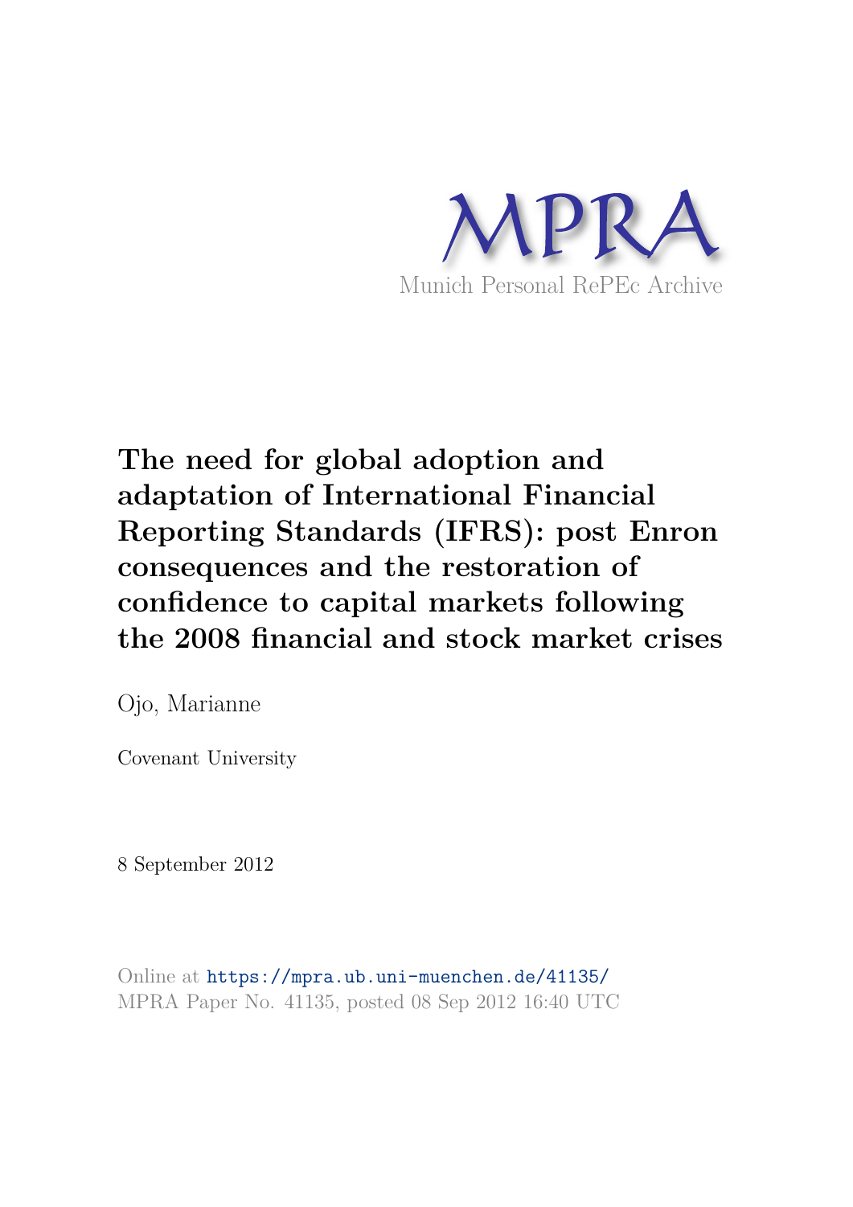MPRA

Munich Personal RePEc Archive

# The need for global adoption and adaptation of International Financial Reporting Standards (IFRS): post Enron consequences and the restoration of confidence to capital markets following the 2008 financial and stock market crises

Ojo, Marianne

Covenant University

8 September 2012

Online at https://mpra.ub.uni-muenchen.de/41135/
MPRA Paper No. 41135, posted 08 Sep 2012 16:40 UTC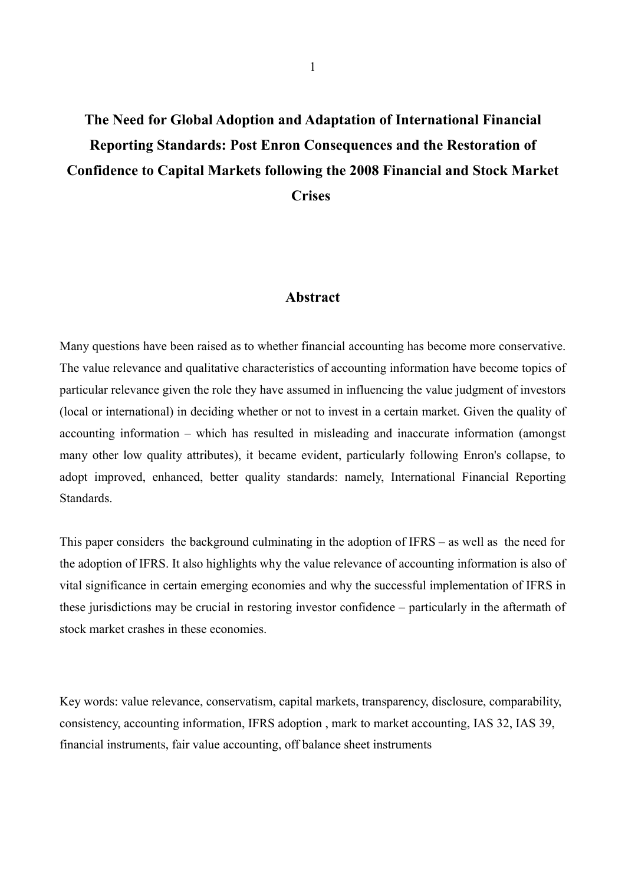# The Need for Global Adoption and Adaptation of International Financial Reporting Standards: Post Enron Consequences and the Restoration of Confidence to Capital Markets following the 2008 Financial and Stock Market Crises

## Abstract

Many questions have been raised as to whether financial accounting has become more conservative. The value relevance and qualitative characteristics of accounting information have become topics of particular relevance given the role they have assumed in influencing the value judgment of investors (local or international) in deciding whether or not to invest in a certain market. Given the quality of accounting information – which has resulted in misleading and inaccurate information (amongst many other low quality attributes), it became evident, particularly following Enron's collapse, to adopt improved, enhanced, better quality standards: namely, International Financial Reporting Standards.

This paper considers the background culminating in the adoption of IFRS – as well as the need for the adoption of IFRS. It also highlights why the value relevance of accounting information is also of vital significance in certain emerging economies and why the successful implementation of IFRS in these jurisdictions may be crucial in restoring investor confidence – particularly in the aftermath of stock market crashes in these economies.

Key words: value relevance, conservatism, capital markets, transparency, disclosure, comparability, consistency, accounting information, IFRS adoption , mark to market accounting, IAS 32, IAS 39, financial instruments, fair value accounting, off balance sheet instruments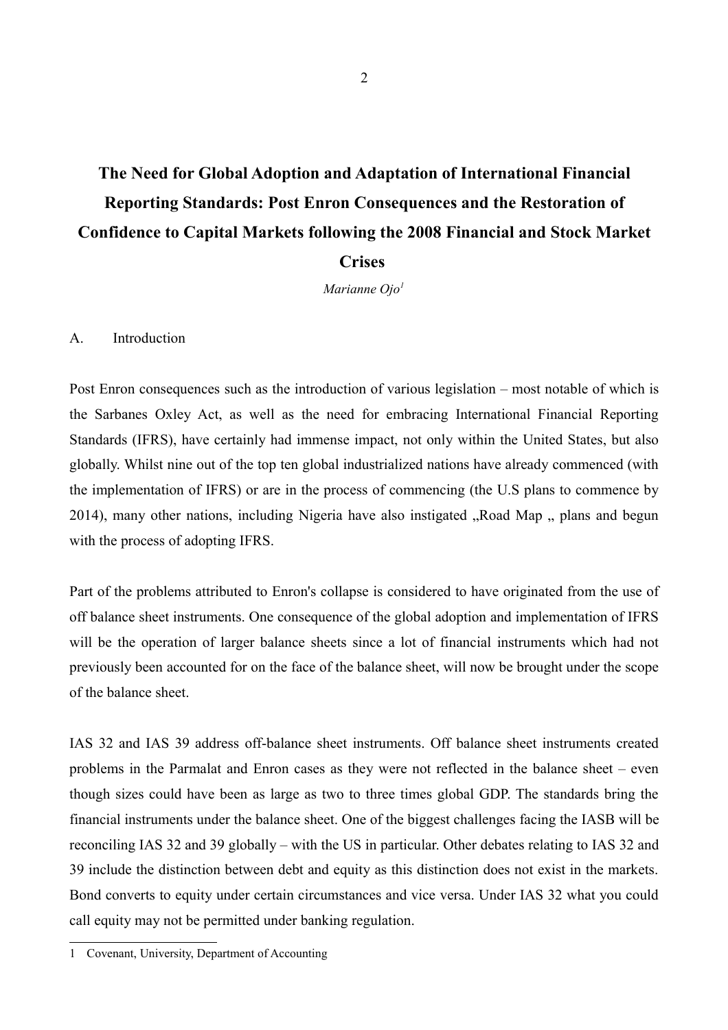# The Need for Global Adoption and Adaptation of International Financial Reporting Standards: Post Enron Consequences and the Restoration of Confidence to Capital Markets following the 2008 Financial and Stock Market Crises

*Marianne Ojo*[1]

## A. Introduction

Post Enron consequences such as the introduction of various legislation – most notable of which is the Sarbanes Oxley Act, as well as the need for embracing International Financial Reporting Standards (IFRS), have certainly had immense impact, not only within the United States, but also globally. Whilst nine out of the top ten global industrialized nations have already commenced (with the implementation of IFRS) or are in the process of commencing (the U.S plans to commence by 2014), many other nations, including Nigeria have also instigated „Road Map „ plans and begun with the process of adopting IFRS.

Part of the problems attributed to Enron's collapse is considered to have originated from the use of off balance sheet instruments. One consequence of the global adoption and implementation of IFRS will be the operation of larger balance sheets since a lot of financial instruments which had not previously been accounted for on the face of the balance sheet, will now be brought under the scope of the balance sheet.

IAS 32 and IAS 39 address off-balance sheet instruments. Off balance sheet instruments created problems in the Parmalat and Enron cases as they were not reflected in the balance sheet – even though sizes could have been as large as two to three times global GDP. The standards bring the financial instruments under the balance sheet. One of the biggest challenges facing the IASB will be reconciling IAS 32 and 39 globally – with the US in particular. Other debates relating to IAS 32 and 39 include the distinction between debt and equity as this distinction does not exist in the markets. Bond converts to equity under certain circumstances and vice versa. Under IAS 32 what you could call equity may not be permitted under banking regulation.

---

1 Covenant, University, Department of Accounting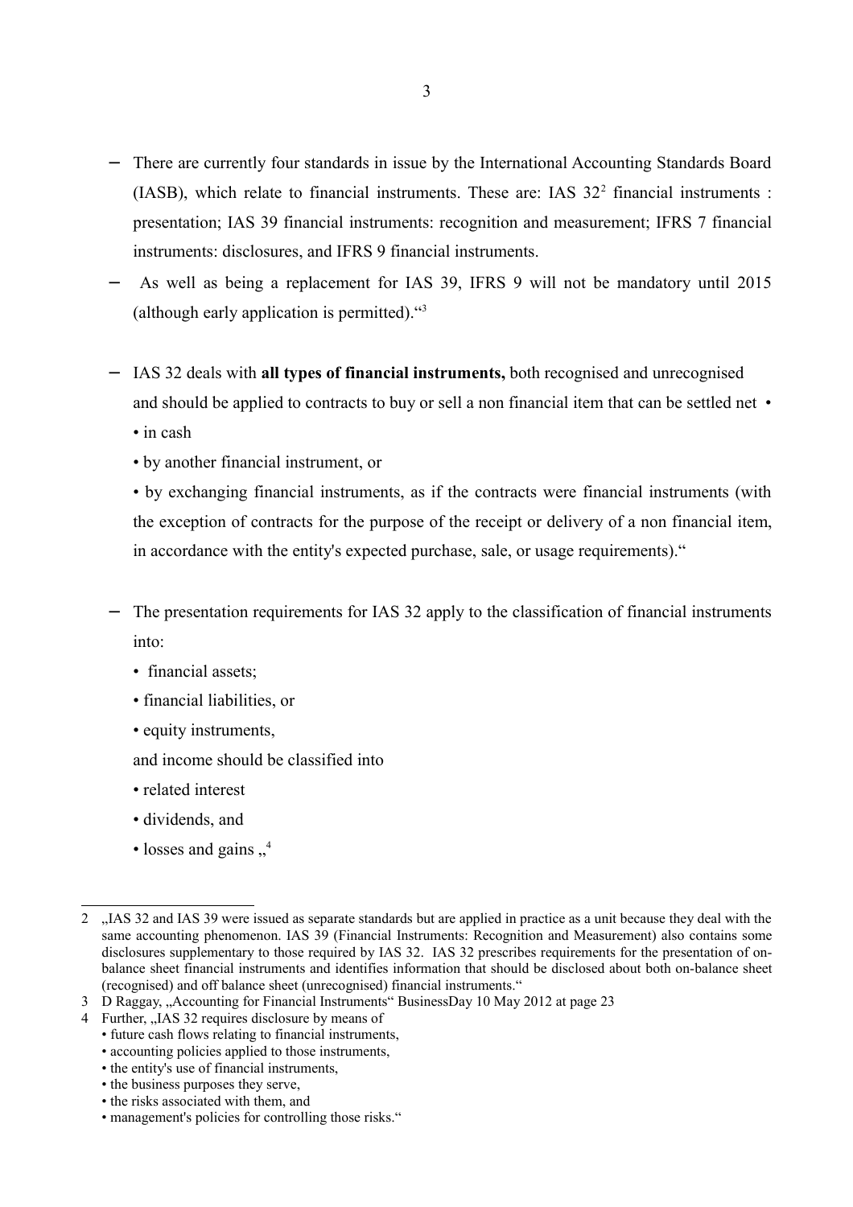- There are currently four standards in issue by the International Accounting Standards Board (IASB), which relate to financial instruments. These are: IAS 32[2] financial instruments : presentation; IAS 39 financial instruments: recognition and measurement; IFRS 7 financial instruments: disclosures, and IFRS 9 financial instruments.
- As well as being a replacement for IAS 39, IFRS 9 will not be mandatory until 2015 (although early application is permitted).“[3]
- IAS 32 deals with **all types of financial instruments,** both recognised and unrecognised and should be applied to contracts to buy or sell a non financial item that can be settled net •
  - in cash
  - by another financial instrument, or
  - by exchanging financial instruments, as if the contracts were financial instruments (with the exception of contracts for the purpose of the receipt or delivery of a non financial item, in accordance with the entity's expected purchase, sale, or usage requirements).“
- The presentation requirements for IAS 32 apply to the classification of financial instruments into:
  - financial assets;
  - financial liabilities, or
  - equity instruments,

  and income should be classified into
  - related interest
  - dividends, and
  - losses and gains „[4]

---

2 „IAS 32 and IAS 39 were issued as separate standards but are applied in practice as a unit because they deal with the same accounting phenomenon. IAS 39 (Financial Instruments: Recognition and Measurement) also contains some disclosures supplementary to those required by IAS 32. IAS 32 prescribes requirements for the presentation of on-balance sheet financial instruments and identifies information that should be disclosed about both on-balance sheet (recognised) and off balance sheet (unrecognised) financial instruments.“

3 D Raggay, „Accounting for Financial Instruments“ BusinessDay 10 May 2012 at page 23

4 Further, „IAS 32 requires disclosure by means of
- future cash flows relating to financial instruments,
- accounting policies applied to those instruments,
- the entity's use of financial instruments,
- the business purposes they serve,
- the risks associated with them, and
- management's policies for controlling those risks.“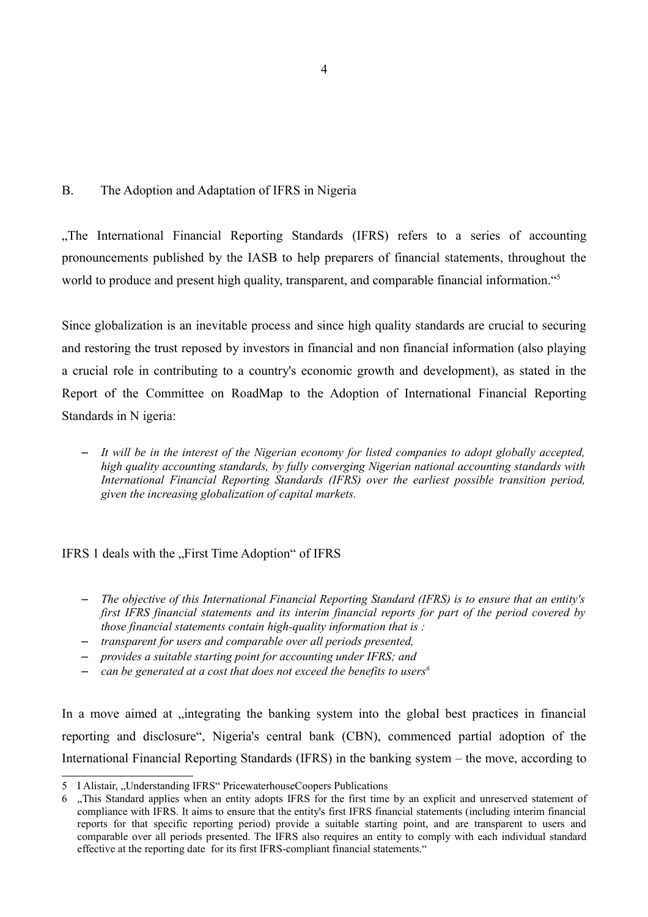## B. The Adoption and Adaptation of IFRS in Nigeria

„The International Financial Reporting Standards (IFRS) refers to a series of accounting pronouncements published by the IASB to help preparers of financial statements, throughout the world to produce and present high quality, transparent, and comparable financial information.“[5]

Since globalization is an inevitable process and since high quality standards are crucial to securing and restoring the trust reposed by investors in financial and non financial information (also playing a crucial role in contributing to a country's economic growth and development), as stated in the Report of the Committee on RoadMap to the Adoption of International Financial Reporting Standards in N igeria:

- *It will be in the interest of the Nigerian economy for listed companies to adopt globally accepted, high quality accounting standards, by fully converging Nigerian national accounting standards with International Financial Reporting Standards (IFRS) over the earliest possible transition period, given the increasing globalization of capital markets.*

IFRS 1 deals with the „First Time Adoption“ of IFRS

- *The objective of this International Financial Reporting Standard (IFRS) is to ensure that an entity's first IFRS financial statements and its interim financial reports for part of the period covered by those financial statements contain high-quality information that is :*
- *transparent for users and comparable over all periods presented,*
- *provides a suitable starting point for accounting under IFRS; and*
- *can be generated at a cost that does not exceed the benefits to users*[6]

In a move aimed at „integrating the banking system into the global best practices in financial reporting and disclosure“, Nigeria's central bank (CBN), commenced partial adoption of the International Financial Reporting Standards (IFRS) in the banking system – the move, according to

---

5 I Alistair, „Understanding IFRS“ PricewaterhouseCoopers Publications

6 „This Standard applies when an entity adopts IFRS for the first time by an explicit and unreserved statement of compliance with IFRS. It aims to ensure that the entity's first IFRS financial statements (including interim financial reports for that specific reporting period) provide a suitable starting point, and are transparent to users and comparable over all periods presented. The IFRS also requires an entity to comply with each individual standard effective at the reporting date for its first IFRS-compliant financial statements.“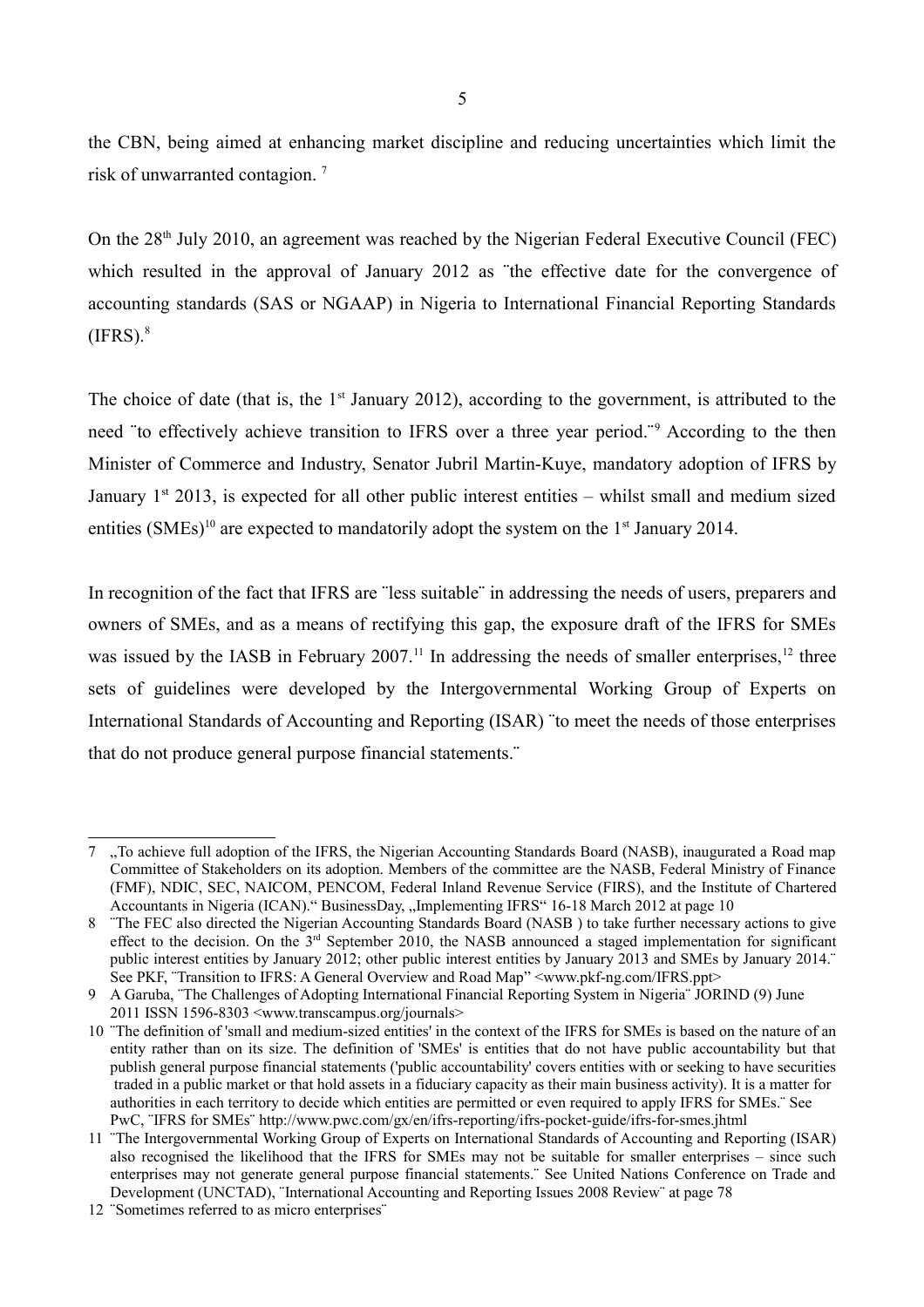the CBN, being aimed at enhancing market discipline and reducing uncertainties which limit the risk of unwarranted contagion. [7]

On the 28th July 2010, an agreement was reached by the Nigerian Federal Executive Council (FEC) which resulted in the approval of January 2012 as ¨the effective date for the convergence of accounting standards (SAS or NGAAP) in Nigeria to International Financial Reporting Standards (IFRS).[8]

The choice of date (that is, the 1st January 2012), according to the government, is attributed to the need ¨to effectively achieve transition to IFRS over a three year period.¨[9] According to the then Minister of Commerce and Industry, Senator Jubril Martin-Kuye, mandatory adoption of IFRS by January 1st 2013, is expected for all other public interest entities – whilst small and medium sized entities (SMEs)[10] are expected to mandatorily adopt the system on the 1st January 2014.

In recognition of the fact that IFRS are ¨less suitable¨ in addressing the needs of users, preparers and owners of SMEs, and as a means of rectifying this gap, the exposure draft of the IFRS for SMEs was issued by the IASB in February 2007.[11] In addressing the needs of smaller enterprises,[12] three sets of guidelines were developed by the Intergovernmental Working Group of Experts on International Standards of Accounting and Reporting (ISAR) ¨to meet the needs of those enterprises that do not produce general purpose financial statements.¨

---

7 „To achieve full adoption of the IFRS, the Nigerian Accounting Standards Board (NASB), inaugurated a Road map Committee of Stakeholders on its adoption. Members of the committee are the NASB, Federal Ministry of Finance (FMF), NDIC, SEC, NAICOM, PENCOM, Federal Inland Revenue Service (FIRS), and the Institute of Chartered Accountants in Nigeria (ICAN)." BusinessDay, „Implementing IFRS" 16-18 March 2012 at page 10

8 ¨The FEC also directed the Nigerian Accounting Standards Board (NASB ) to take further necessary actions to give effect to the decision. On the 3rd September 2010, the NASB announced a staged implementation for significant public interest entities by January 2012; other public interest entities by January 2013 and SMEs by January 2014.¨ See PKF, ¨Transition to IFRS: A General Overview and Road Map" <www.pkf-ng.com/IFRS.ppt>

9 A Garuba, ¨The Challenges of Adopting International Financial Reporting System in Nigeria¨ JORIND (9) June 2011 ISSN 1596-8303 <www.transcampus.org/journals>

10 ¨The definition of 'small and medium-sized entities' in the context of the IFRS for SMEs is based on the nature of an entity rather than on its size. The definition of 'SMEs' is entities that do not have public accountability but that publish general purpose financial statements ('public accountability' covers entities with or seeking to have securities traded in a public market or that hold assets in a fiduciary capacity as their main business activity). It is a matter for authorities in each territory to decide which entities are permitted or even required to apply IFRS for SMEs.¨ See PwC, ¨IFRS for SMEs¨ http://www.pwc.com/gx/en/ifrs-reporting/ifrs-pocket-guide/ifrs-for-smes.jhtml

11 ¨The Intergovernmental Working Group of Experts on International Standards of Accounting and Reporting (ISAR) also recognised the likelihood that the IFRS for SMEs may not be suitable for smaller enterprises – since such enterprises may not generate general purpose financial statements.¨ See United Nations Conference on Trade and Development (UNCTAD), ¨International Accounting and Reporting Issues 2008 Review¨ at page 78

12 ¨Sometimes referred to as micro enterprises¨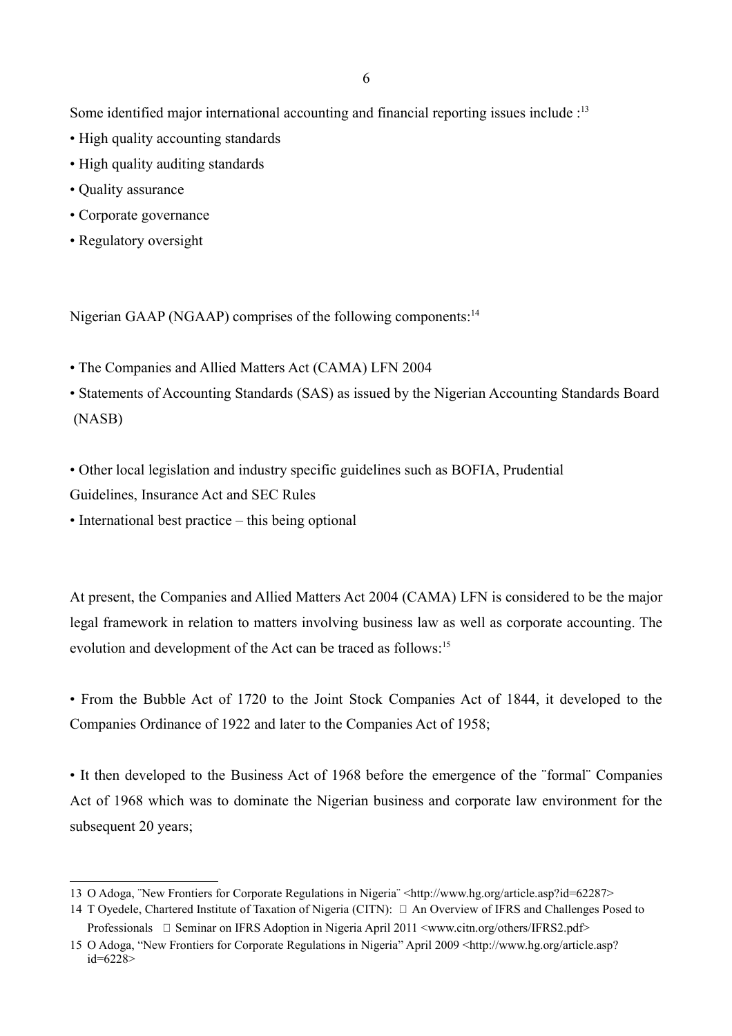Some identified major international accounting and financial reporting issues include :[13]

- High quality accounting standards
- High quality auditing standards
- Quality assurance
- Corporate governance
- Regulatory oversight

Nigerian GAAP (NGAAP) comprises of the following components:[14]

- The Companies and Allied Matters Act (CAMA) LFN 2004
- Statements of Accounting Standards (SAS) as issued by the Nigerian Accounting Standards Board (NASB)
- Other local legislation and industry specific guidelines such as BOFIA, Prudential Guidelines, Insurance Act and SEC Rules
- International best practice – this being optional

At present, the Companies and Allied Matters Act 2004 (CAMA) LFN is considered to be the major legal framework in relation to matters involving business law as well as corporate accounting. The evolution and development of the Act can be traced as follows:[15]

- From the Bubble Act of 1720 to the Joint Stock Companies Act of 1844, it developed to the Companies Ordinance of 1922 and later to the Companies Act of 1958;
- It then developed to the Business Act of 1968 before the emergence of the ¨formal¨ Companies Act of 1968 which was to dominate the Nigerian business and corporate law environment for the subsequent 20 years;

---

13 O Adoga, ¨New Frontiers for Corporate Regulations in Nigeria¨ <http://www.hg.org/article.asp?id=62287>

14 T Oyedele, Chartered Institute of Taxation of Nigeria (CITN):  An Overview of IFRS and Challenges Posed to Professionals  Seminar on IFRS Adoption in Nigeria April 2011 <www.citn.org/others/IFRS2.pdf>

15 O Adoga, "New Frontiers for Corporate Regulations in Nigeria" April 2009 <http://www.hg.org/article.asp?id=6228>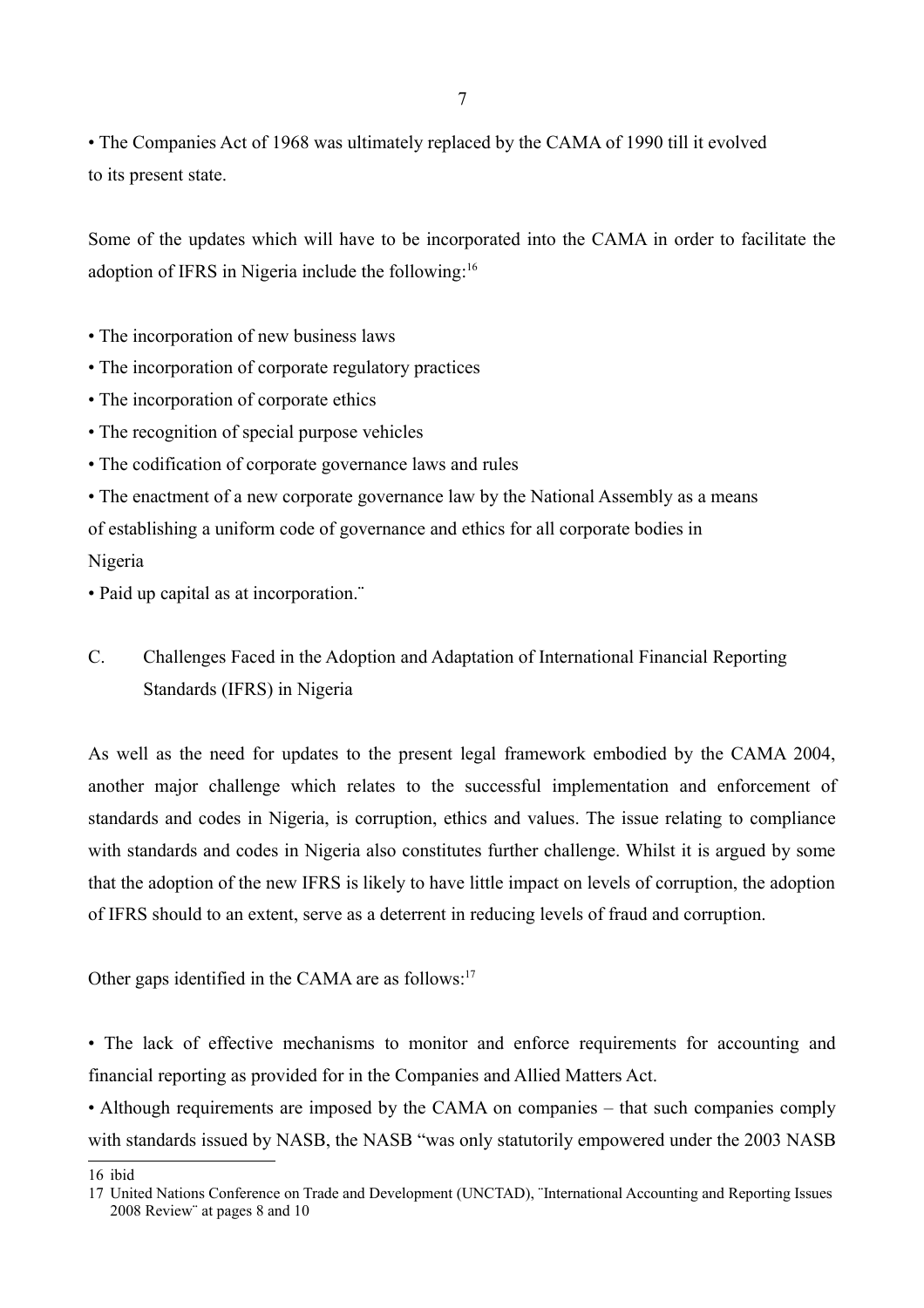• The Companies Act of 1968 was ultimately replaced by the CAMA of 1990 till it evolved to its present state.

Some of the updates which will have to be incorporated into the CAMA in order to facilitate the adoption of IFRS in Nigeria include the following:[16]

• The incorporation of new business laws
• The incorporation of corporate regulatory practices
• The incorporation of corporate ethics
• The recognition of special purpose vehicles
• The codification of corporate governance laws and rules
• The enactment of a new corporate governance law by the National Assembly as a means of establishing a uniform code of governance and ethics for all corporate bodies in Nigeria
• Paid up capital as at incorporation.¨

## C. Challenges Faced in the Adoption and Adaptation of International Financial Reporting Standards (IFRS) in Nigeria

As well as the need for updates to the present legal framework embodied by the CAMA 2004, another major challenge which relates to the successful implementation and enforcement of standards and codes in Nigeria, is corruption, ethics and values. The issue relating to compliance with standards and codes in Nigeria also constitutes further challenge. Whilst it is argued by some that the adoption of the new IFRS is likely to have little impact on levels of corruption, the adoption of IFRS should to an extent, serve as a deterrent in reducing levels of fraud and corruption.

Other gaps identified in the CAMA are as follows:[17]

• The lack of effective mechanisms to monitor and enforce requirements for accounting and financial reporting as provided for in the Companies and Allied Matters Act.
• Although requirements are imposed by the CAMA on companies – that such companies comply with standards issued by NASB, the NASB "was only statutorily empowered under the 2003 NASB

---

16 ibid

17 United Nations Conference on Trade and Development (UNCTAD), ¨International Accounting and Reporting Issues 2008 Review¨ at pages 8 and 10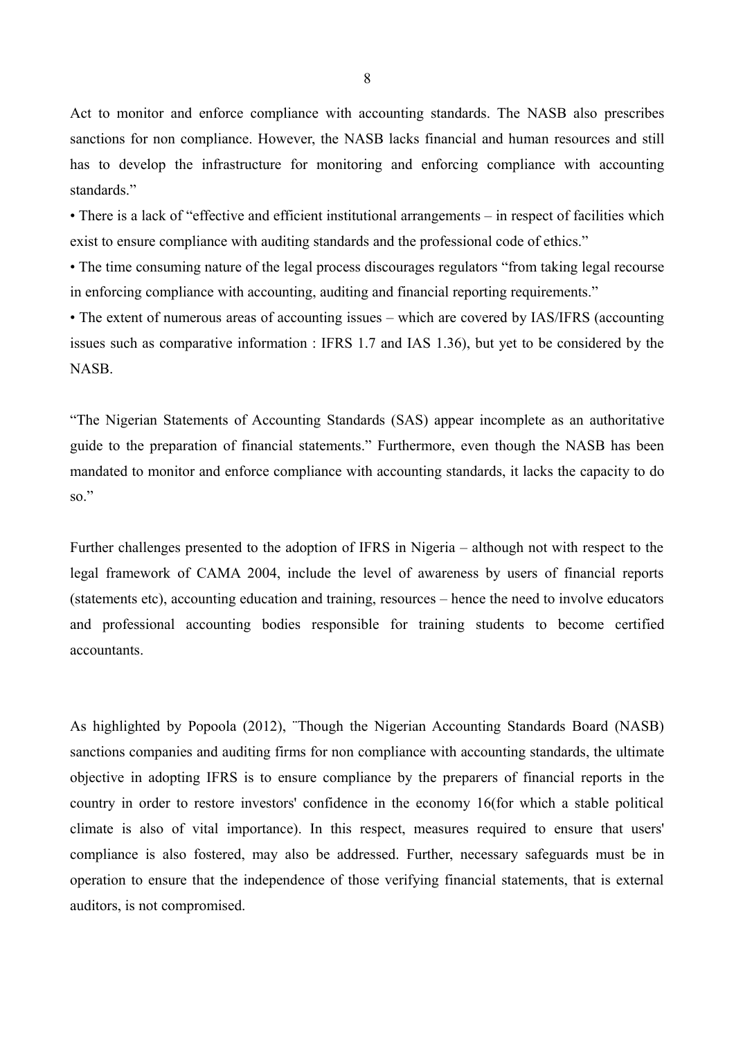Act to monitor and enforce compliance with accounting standards. The NASB also prescribes sanctions for non compliance. However, the NASB lacks financial and human resources and still has to develop the infrastructure for monitoring and enforcing compliance with accounting standards."

• There is a lack of "effective and efficient institutional arrangements – in respect of facilities which exist to ensure compliance with auditing standards and the professional code of ethics."

• The time consuming nature of the legal process discourages regulators "from taking legal recourse in enforcing compliance with accounting, auditing and financial reporting requirements."

• The extent of numerous areas of accounting issues – which are covered by IAS/IFRS (accounting issues such as comparative information : IFRS 1.7 and IAS 1.36), but yet to be considered by the NASB.

"The Nigerian Statements of Accounting Standards (SAS) appear incomplete as an authoritative guide to the preparation of financial statements." Furthermore, even though the NASB has been mandated to monitor and enforce compliance with accounting standards, it lacks the capacity to do so."

Further challenges presented to the adoption of IFRS in Nigeria – although not with respect to the legal framework of CAMA 2004, include the level of awareness by users of financial reports (statements etc), accounting education and training, resources – hence the need to involve educators and professional accounting bodies responsible for training students to become certified accountants.

As highlighted by Popoola (2012), ¨Though the Nigerian Accounting Standards Board (NASB) sanctions companies and auditing firms for non compliance with accounting standards, the ultimate objective in adopting IFRS is to ensure compliance by the preparers of financial reports in the country in order to restore investors' confidence in the economy 16(for which a stable political climate is also of vital importance). In this respect, measures required to ensure that users' compliance is also fostered, may also be addressed. Further, necessary safeguards must be in operation to ensure that the independence of those verifying financial statements, that is external auditors, is not compromised.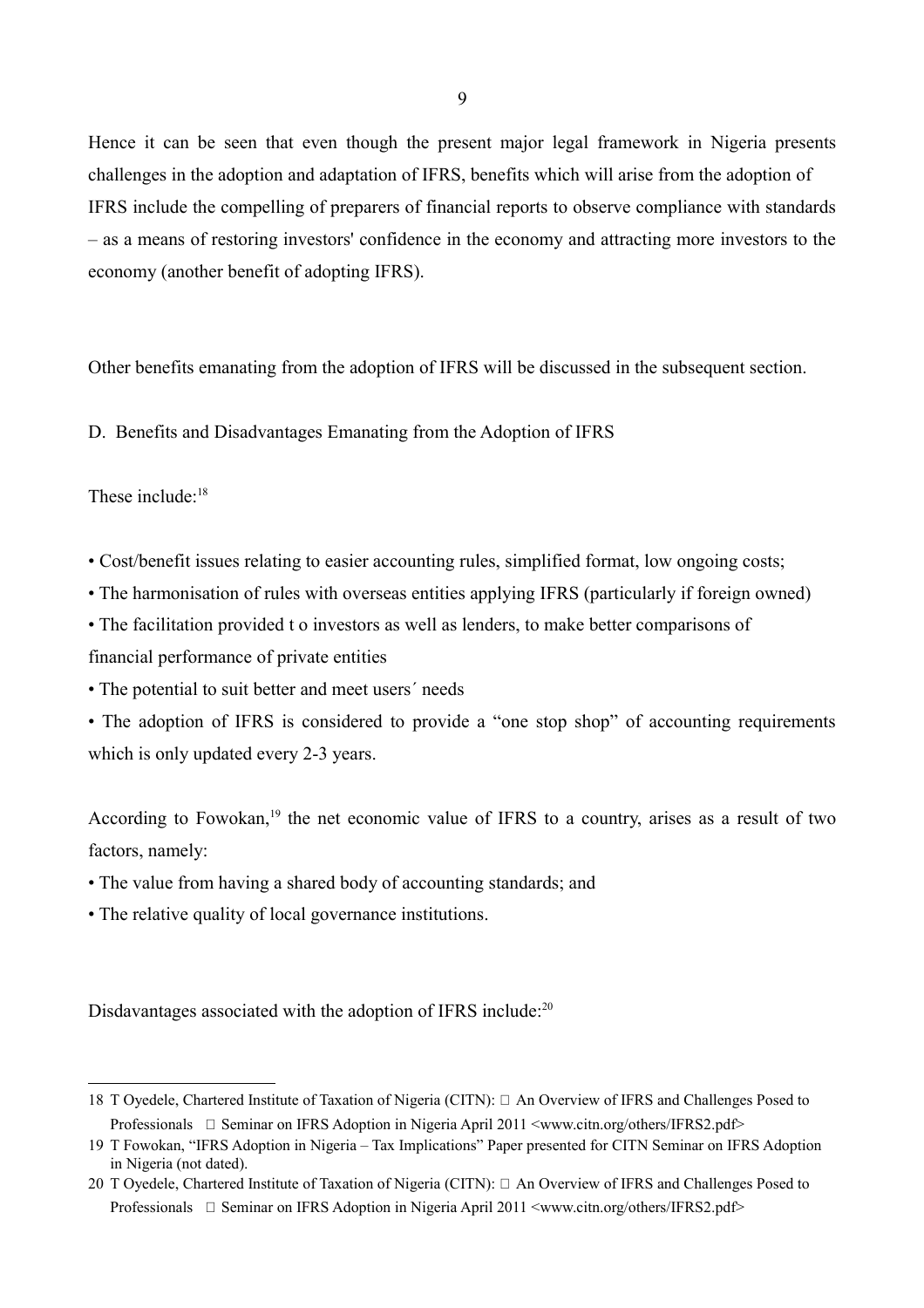Hence it can be seen that even though the present major legal framework in Nigeria presents challenges in the adoption and adaptation of IFRS, benefits which will arise from the adoption of IFRS include the compelling of preparers of financial reports to observe compliance with standards – as a means of restoring investors' confidence in the economy and attracting more investors to the economy (another benefit of adopting IFRS).

Other benefits emanating from the adoption of IFRS will be discussed in the subsequent section.

D. Benefits and Disadvantages Emanating from the Adoption of IFRS

These include:[18]

- Cost/benefit issues relating to easier accounting rules, simplified format, low ongoing costs;
- The harmonisation of rules with overseas entities applying IFRS (particularly if foreign owned)
- The facilitation provided t o investors as well as lenders, to make better comparisons of financial performance of private entities
- The potential to suit better and meet users´ needs
- The adoption of IFRS is considered to provide a "one stop shop" of accounting requirements which is only updated every 2-3 years.

According to Fowokan,[19] the net economic value of IFRS to a country, arises as a result of two factors, namely:

- The value from having a shared body of accounting standards; and
- The relative quality of local governance institutions.

Disdavantages associated with the adoption of IFRS include:[20]

---

18 T Oyedele, Chartered Institute of Taxation of Nigeria (CITN):  An Overview of IFRS and Challenges Posed to Professionals  Seminar on IFRS Adoption in Nigeria April 2011 <www.citn.org/others/IFRS2.pdf>

19 T Fowokan, "IFRS Adoption in Nigeria – Tax Implications" Paper presented for CITN Seminar on IFRS Adoption in Nigeria (not dated).

20 T Oyedele, Chartered Institute of Taxation of Nigeria (CITN):  An Overview of IFRS and Challenges Posed to Professionals  Seminar on IFRS Adoption in Nigeria April 2011 <www.citn.org/others/IFRS2.pdf>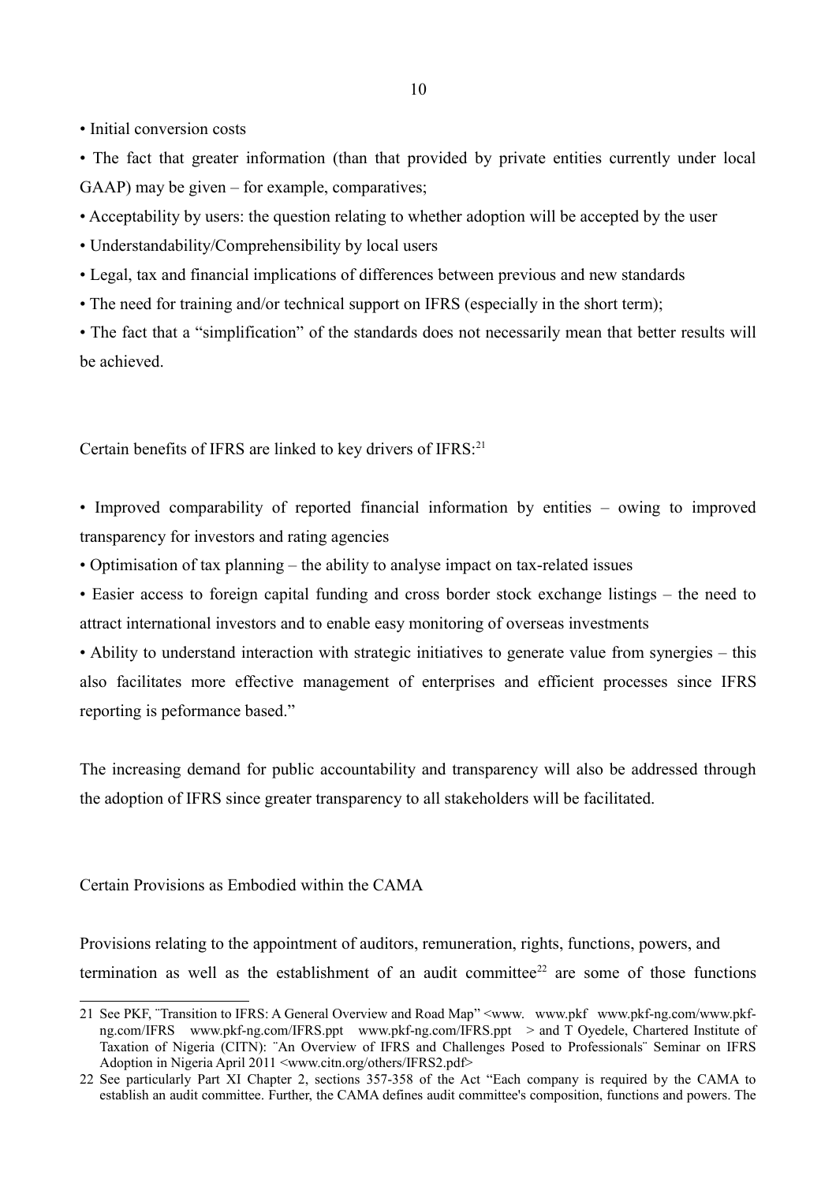• Initial conversion costs

• The fact that greater information (than that provided by private entities currently under local GAAP) may be given – for example, comparatives;

• Acceptability by users: the question relating to whether adoption will be accepted by the user

• Understandability/Comprehensibility by local users

• Legal, tax and financial implications of differences between previous and new standards

• The need for training and/or technical support on IFRS (especially in the short term);

• The fact that a "simplification" of the standards does not necessarily mean that better results will be achieved.

Certain benefits of IFRS are linked to key drivers of IFRS:[21]

• Improved comparability of reported financial information by entities – owing to improved transparency for investors and rating agencies

• Optimisation of tax planning – the ability to analyse impact on tax-related issues

• Easier access to foreign capital funding and cross border stock exchange listings – the need to attract international investors and to enable easy monitoring of overseas investments

• Ability to understand interaction with strategic initiatives to generate value from synergies – this also facilitates more effective management of enterprises and efficient processes since IFRS reporting is peformance based."

The increasing demand for public accountability and transparency will also be addressed through the adoption of IFRS since greater transparency to all stakeholders will be facilitated.

Certain Provisions as Embodied within the CAMA

Provisions relating to the appointment of auditors, remuneration, rights, functions, powers, and termination as well as the establishment of an audit committee[22] are some of those functions

---

21 See PKF, ¨Transition to IFRS: A General Overview and Road Map" <www. www.pkf www.pkf-ng.com/www.pkf-ng.com/IFRS www.pkf-ng.com/IFRS.ppt www.pkf-ng.com/IFRS.ppt > and T Oyedele, Chartered Institute of Taxation of Nigeria (CITN): ¨An Overview of IFRS and Challenges Posed to Professionals¨ Seminar on IFRS Adoption in Nigeria April 2011 <www.citn.org/others/IFRS2.pdf>

22 See particularly Part XI Chapter 2, sections 357-358 of the Act "Each company is required by the CAMA to establish an audit committee. Further, the CAMA defines audit committee's composition, functions and powers. The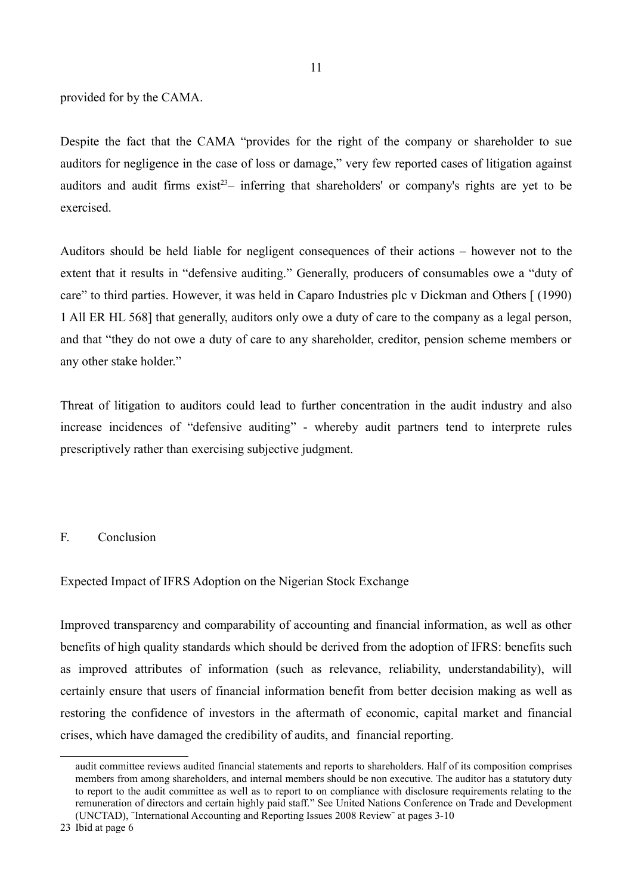provided for by the CAMA.

Despite the fact that the CAMA "provides for the right of the company or shareholder to sue auditors for negligence in the case of loss or damage," very few reported cases of litigation against auditors and audit firms exist[23]– inferring that shareholders' or company's rights are yet to be exercised.

Auditors should be held liable for negligent consequences of their actions – however not to the extent that it results in "defensive auditing." Generally, producers of consumables owe a "duty of care" to third parties. However, it was held in Caparo Industries plc v Dickman and Others [ (1990) 1 All ER HL 568] that generally, auditors only owe a duty of care to the company as a legal person, and that "they do not owe a duty of care to any shareholder, creditor, pension scheme members or any other stake holder."

Threat of litigation to auditors could lead to further concentration in the audit industry and also increase incidences of "defensive auditing" - whereby audit partners tend to interprete rules prescriptively rather than exercising subjective judgment.

## F. Conclusion

### Expected Impact of IFRS Adoption on the Nigerian Stock Exchange

Improved transparency and comparability of accounting and financial information, as well as other benefits of high quality standards which should be derived from the adoption of IFRS: benefits such as improved attributes of information (such as relevance, reliability, understandability), will certainly ensure that users of financial information benefit from better decision making as well as restoring the confidence of investors in the aftermath of economic, capital market and financial crises, which have damaged the credibility of audits, and financial reporting.

---

audit committee reviews audited financial statements and reports to shareholders. Half of its composition comprises members from among shareholders, and internal members should be non executive. The auditor has a statutory duty to report to the audit committee as well as to report to on compliance with disclosure requirements relating to the remuneration of directors and certain highly paid staff." See United Nations Conference on Trade and Development (UNCTAD), ¨International Accounting and Reporting Issues 2008 Review¨ at pages 3-10

23 Ibid at page 6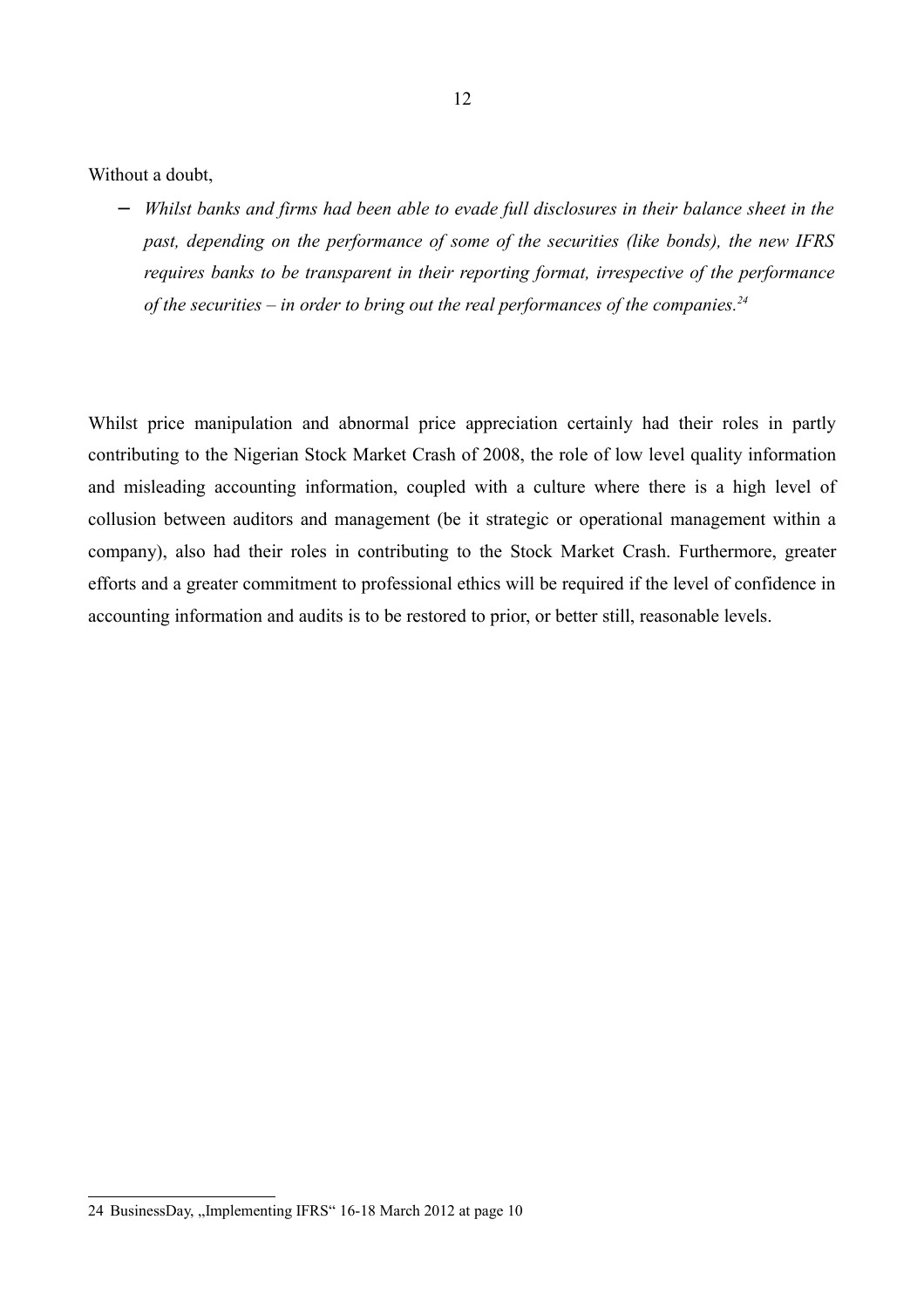Without a doubt,

- *Whilst banks and firms had been able to evade full disclosures in their balance sheet in the past, depending on the performance of some of the securities (like bonds), the new IFRS requires banks to be transparent in their reporting format, irrespective of the performance of the securities – in order to bring out the real performances of the companies.*[24]

Whilst price manipulation and abnormal price appreciation certainly had their roles in partly contributing to the Nigerian Stock Market Crash of 2008, the role of low level quality information and misleading accounting information, coupled with a culture where there is a high level of collusion between auditors and management (be it strategic or operational management within a company), also had their roles in contributing to the Stock Market Crash. Furthermore, greater efforts and a greater commitment to professional ethics will be required if the level of confidence in accounting information and audits is to be restored to prior, or better still, reasonable levels.

---

24 BusinessDay, „Implementing IFRS" 16-18 March 2012 at page 10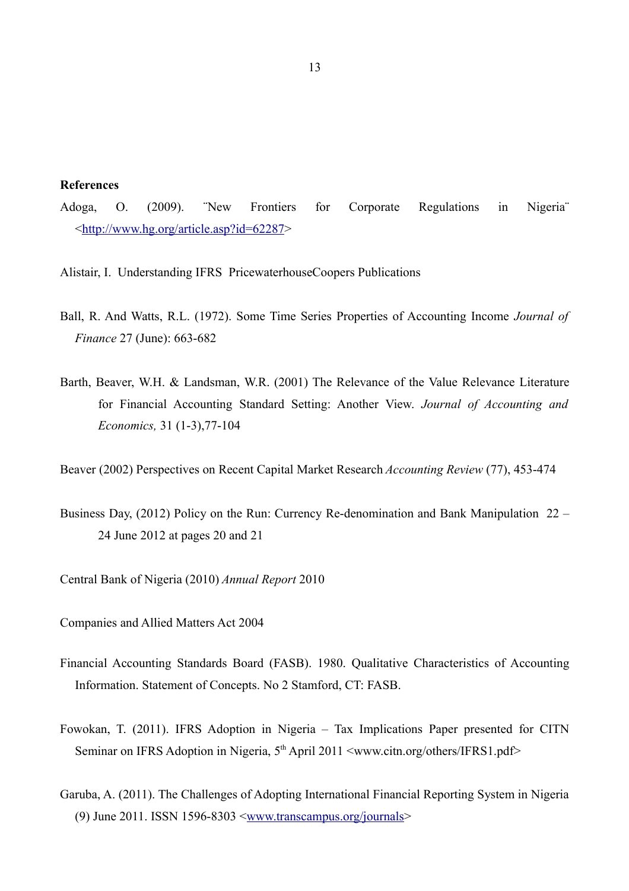**References**

Adoga, O. (2009). ¨New Frontiers for Corporate Regulations in Nigeria¨ <http://www.hg.org/article.asp?id=62287>

Alistair, I. Understanding IFRS PricewaterhouseCoopers Publications

Ball, R. And Watts, R.L. (1972). Some Time Series Properties of Accounting Income *Journal of Finance* 27 (June): 663-682

Barth, Beaver, W.H. & Landsman, W.R. (2001) The Relevance of the Value Relevance Literature for Financial Accounting Standard Setting: Another View. *Journal of Accounting and Economics,* 31 (1-3),77-104

Beaver (2002) Perspectives on Recent Capital Market Research *Accounting Review* (77), 453-474

Business Day, (2012) Policy on the Run: Currency Re-denomination and Bank Manipulation 22 – 24 June 2012 at pages 20 and 21

Central Bank of Nigeria (2010) *Annual Report* 2010

Companies and Allied Matters Act 2004

Financial Accounting Standards Board (FASB). 1980. Qualitative Characteristics of Accounting Information. Statement of Concepts. No 2 Stamford, CT: FASB.

Fowokan, T. (2011). IFRS Adoption in Nigeria – Tax Implications Paper presented for CITN Seminar on IFRS Adoption in Nigeria, 5th April 2011 <www.citn.org/others/IFRS1.pdf>

Garuba, A. (2011). The Challenges of Adopting International Financial Reporting System in Nigeria (9) June 2011. ISSN 1596-8303 <www.transcampus.org/journals>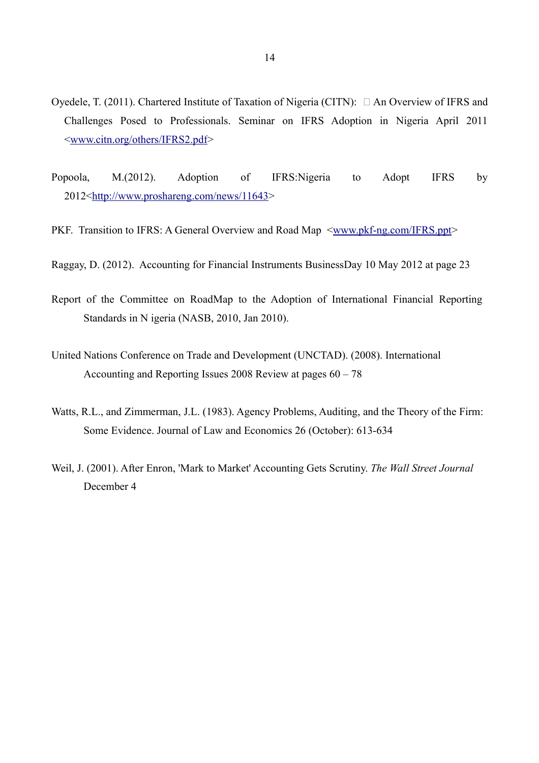Oyedele, T. (2011). Chartered Institute of Taxation of Nigeria (CITN):  An Overview of IFRS and Challenges Posed to Professionals. Seminar on IFRS Adoption in Nigeria April 2011 <www.citn.org/others/IFRS2.pdf>

Popoola, M.(2012). Adoption of IFRS:Nigeria to Adopt IFRS by 2012<http://www.proshareng.com/news/11643>

PKF. Transition to IFRS: A General Overview and Road Map <www.pkf-ng.com/IFRS.ppt>

Raggay, D. (2012). Accounting for Financial Instruments BusinessDay 10 May 2012 at page 23

Report of the Committee on RoadMap to the Adoption of International Financial Reporting Standards in N igeria (NASB, 2010, Jan 2010).

United Nations Conference on Trade and Development (UNCTAD). (2008). International Accounting and Reporting Issues 2008 Review at pages 60 – 78

Watts, R.L., and Zimmerman, J.L. (1983). Agency Problems, Auditing, and the Theory of the Firm: Some Evidence. Journal of Law and Economics 26 (October): 613-634

Weil, J. (2001). After Enron, 'Mark to Market' Accounting Gets Scrutiny. *The Wall Street Journal* December 4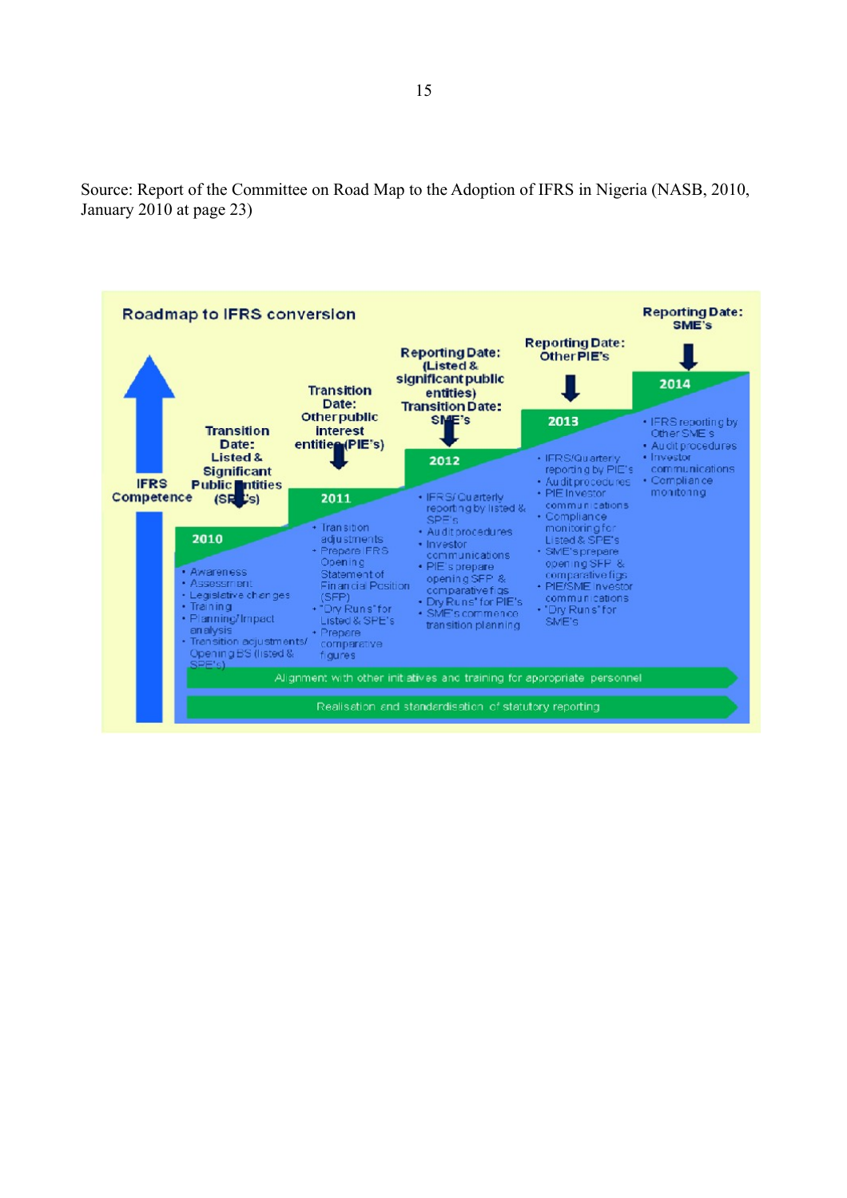Source: Report of the Committee on Road Map to the Adoption of IFRS in Nigeria (NASB, 2010, January 2010 at page 23)

Roadmap to IFRS conversion

IFRS Competence

2010

Transition Date: Listed & Significant Public Entities (SPE's)

- Awareness
- Assessment
- Legislative changes
- Training
- Planning/Impact analysis
- Transition adjustments/ Opening BS (listed & SPE's)

2011

Transition Date: Other public interest entities (PIE's)

- Transition adjustments
- Prepare IFRS Opening Statement of Financial Position (SFP)
- "Dry Runs" for Listed & SPE's
- Prepare comparative figures

2012

Reporting Date: (Listed & significant public entities) Transition Date: SME's

- IFRS/ Quarterly reporting by listed & SPE's
- Audit procedures
- Investor communications
- PIE's prepare opening SFP & comparative figs
- Dry Runs" for PIE's
- SME's commence transition planning

2013

Reporting Date: Other PIE's

- IFRS/Quarterly reporting by PIE's
- Audit procedures
- PIE Investor communications
- Compliance monitoring for Listed & SPE's
- SME's prepare opening SFP & comparative figs
- PIE/SME investor communications
- "Dry Runs" for SME's

2014

Reporting Date: SME's

- IFRS reporting by Other SME's
- Audit procedures
- Investor communications
- Compliance monitoring

Alignment with other initiatives and training for appropriate personnel

Realisation and standardisation of statutory reporting